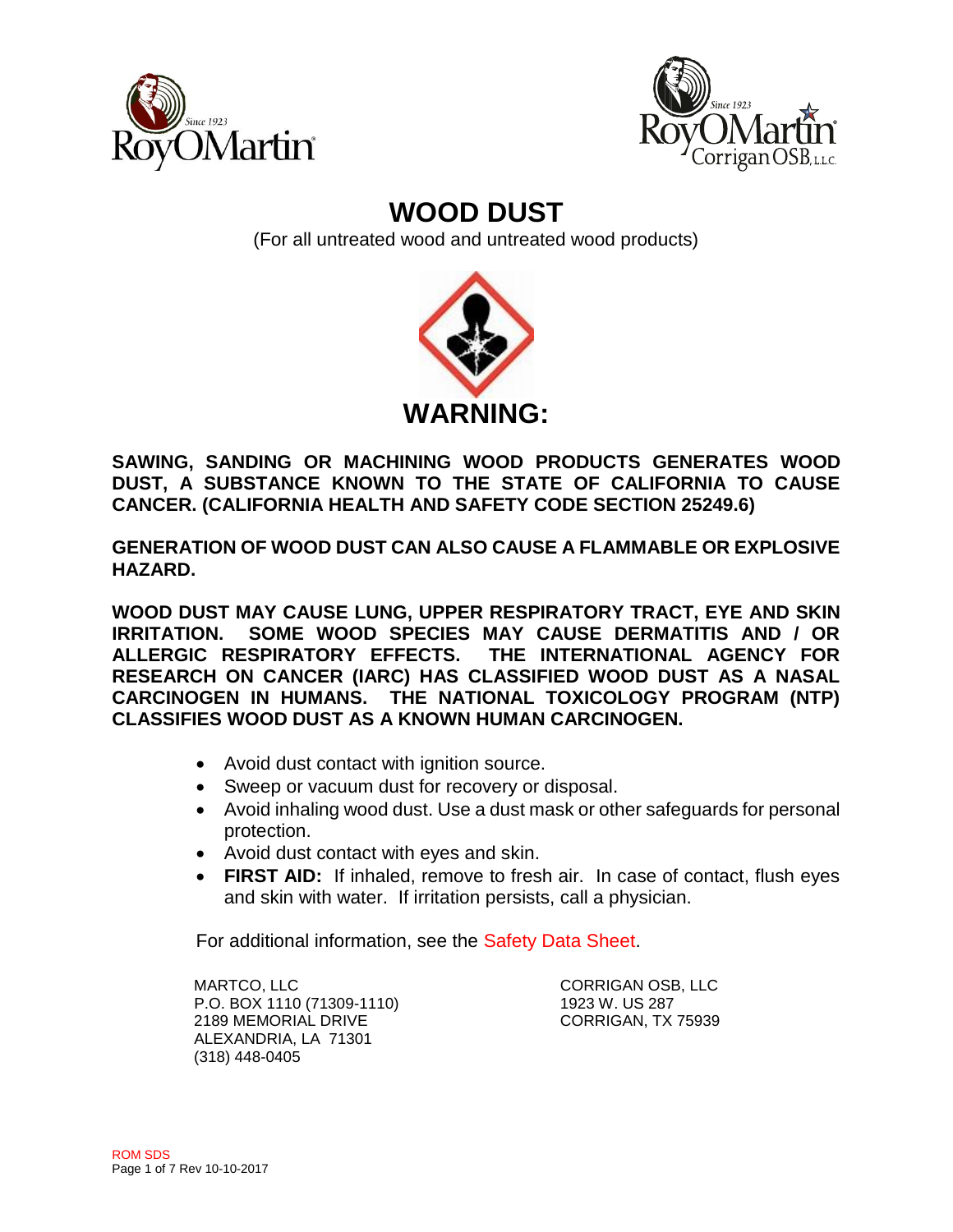# WOOD DUST

(For all untreated wood and untreated wood products)

## WARNING:

**SAWING, SANDING OR MACHINING WOOD PRODUCTS GENERATES WOOD DUST, A SUBSTANCE KNOWN TO THE STATE OF CALIFORNIA TO CAUSE CANCER. (CALIFORNIA HEALTH AND SAFETY CODE SECTION 25249.6)**

**GENERATION OF WOOD DUST CAN ALSO CAUSE A FLAMMABLE OR EXPLOSIVE HAZARD.**

**WOOD DUST MAY CAUSE LUNG, UPPER RESPIRATORY TRACT, EYE AND SKIN IRRITATION. SOME WOOD SPECIES MAY CAUSE DERMATITIS AND / OR ALLERGIC RESPIRATORY EFFECTS. THE INTERNATIONAL AGENCY FOR RESEARCH ON CANCER (IARC) HAS CLASSIFIED WOOD DUST AS A NASAL CARCINOGEN IN HUMANS. THE NATIONAL TOXICOLOGY PROGRAM (NTP) CLASSIFIES WOOD DUST AS A KNOWN HUMAN CARCINOGEN.**

- Avoid dust contact with ignition source.
- Sweep or vacuum dust for recovery or disposal.
- Avoid inhaling wood dust. Use a dust mask or other safeguards for personal protection.
- Avoid dust contact with eyes and skin.
- **FIRST AID:** If inhaled, remove to fresh air. In case of contact, flush eyes and skin with water. If irritation persists, call a physician.

For additional information, see the Safety Data Sheet.

MARTCO, LLC
P.O. BOX 1110 (71309-1110)
2189 MEMORIAL DRIVE
ALEXANDRIA, LA 71301
(318) 448-0405

CORRIGAN OSB, LLC
1923 W. US 287
CORRIGAN, TX 75939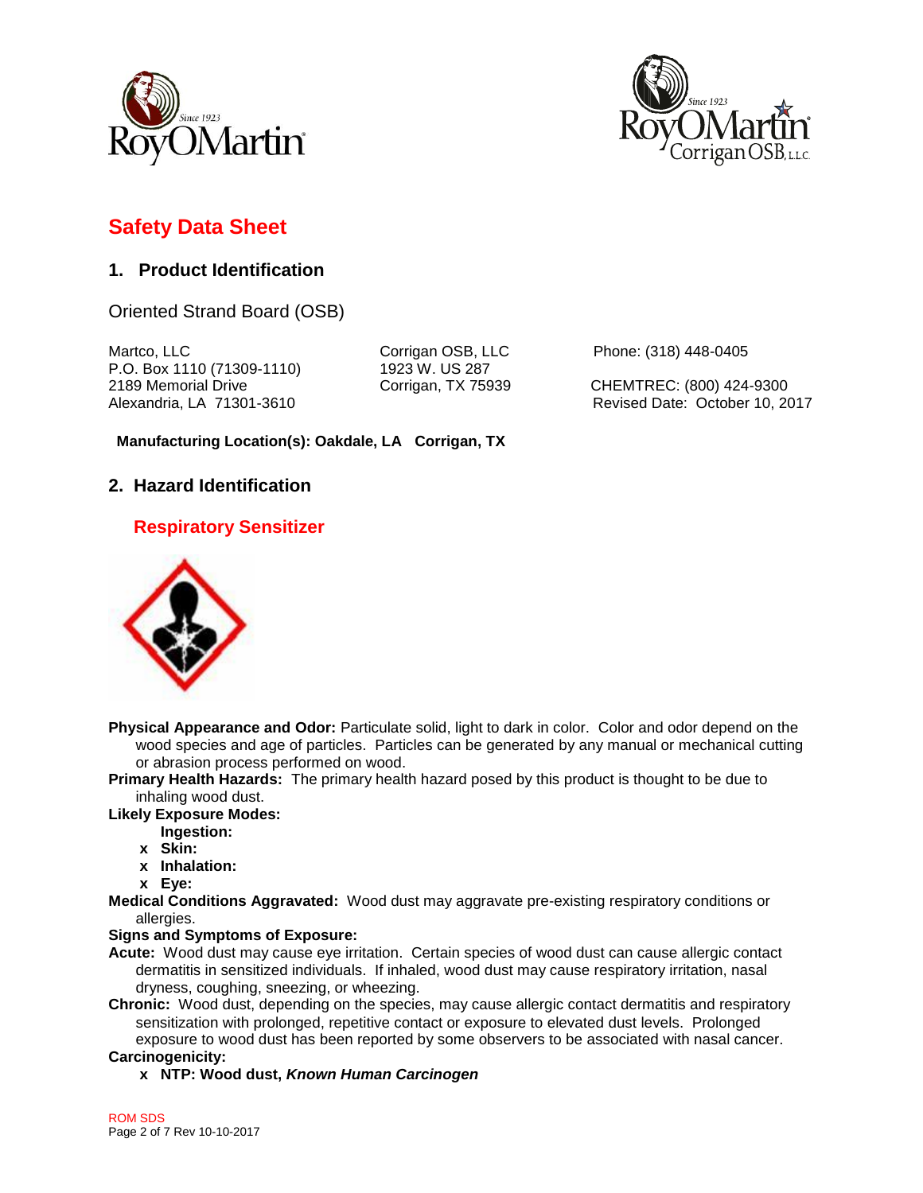# Safety Data Sheet

## 1. Product Identification

Oriented Strand Board (OSB)

Martco, LLC
P.O. Box 1110 (71309-1110)
2189 Memorial Drive
Alexandria, LA 71301-3610

Corrigan OSB, LLC
1923 W. US 287
Corrigan, TX 75939

Phone: (318) 448-0405

CHEMTREC: (800) 424-9300
Revised Date: October 10, 2017

**Manufacturing Location(s): Oakdale, LA Corrigan, TX**

## 2. Hazard Identification

### Respiratory Sensitizer

**Physical Appearance and Odor:** Particulate solid, light to dark in color. Color and odor depend on the wood species and age of particles. Particles can be generated by any manual or mechanical cutting or abrasion process performed on wood.

**Primary Health Hazards:** The primary health hazard posed by this product is thought to be due to inhaling wood dust.

**Likely Exposure Modes:**

- **Ingestion:**
- x **Skin:**
- x **Inhalation:**
- x **Eye:**

**Medical Conditions Aggravated:** Wood dust may aggravate pre-existing respiratory conditions or allergies.

**Signs and Symptoms of Exposure:**

**Acute:** Wood dust may cause eye irritation. Certain species of wood dust can cause allergic contact dermatitis in sensitized individuals. If inhaled, wood dust may cause respiratory irritation, nasal dryness, coughing, sneezing, or wheezing.

**Chronic:** Wood dust, depending on the species, may cause allergic contact dermatitis and respiratory sensitization with prolonged, repetitive contact or exposure to elevated dust levels. Prolonged exposure to wood dust has been reported by some observers to be associated with nasal cancer.

**Carcinogenicity:**

- x **NTP: Wood dust, *Known Human Carcinogen***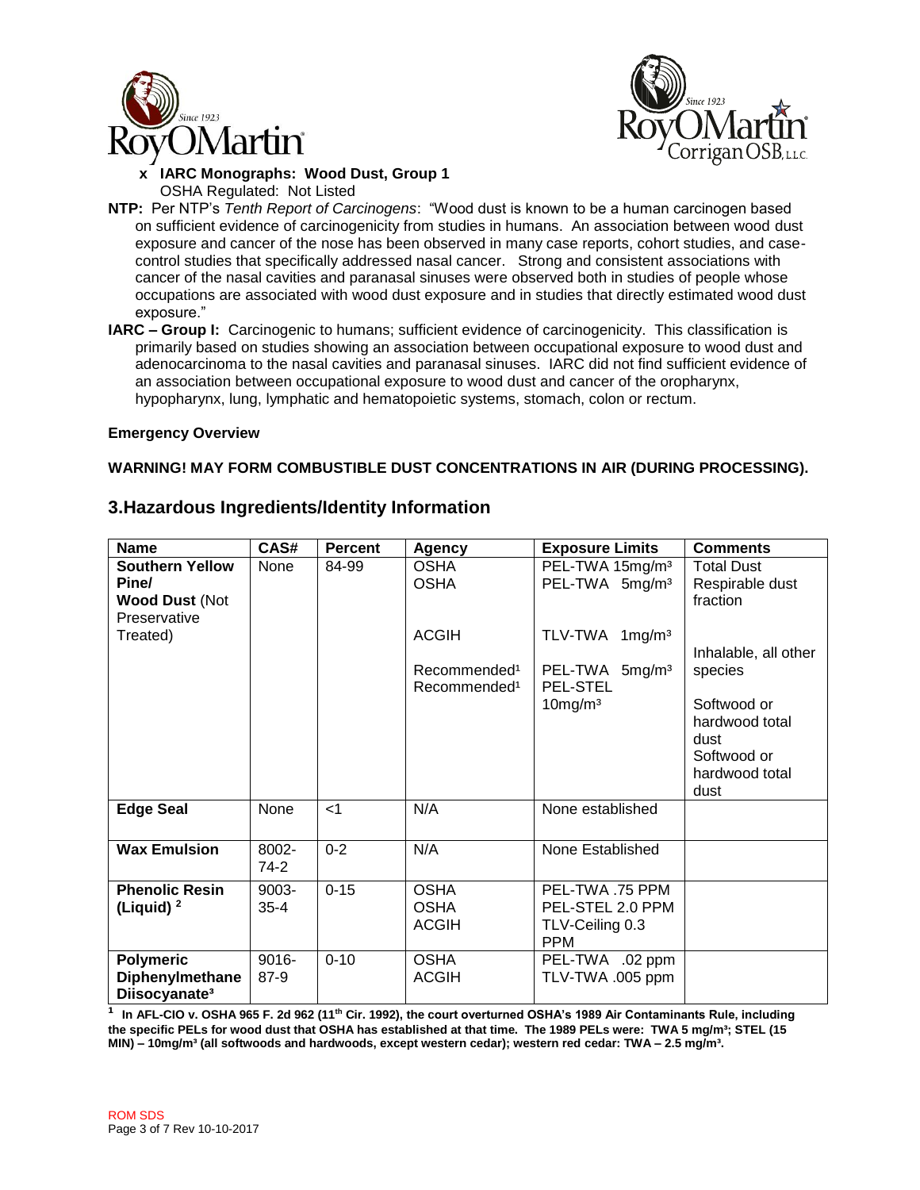- x **IARC Monographs: Wood Dust, Group 1**
  OSHA Regulated: Not Listed

**NTP:** Per NTP's *Tenth Report of Carcinogens*: "Wood dust is known to be a human carcinogen based on sufficient evidence of carcinogenicity from studies in humans. An association between wood dust exposure and cancer of the nose has been observed in many case reports, cohort studies, and case-control studies that specifically addressed nasal cancer. Strong and consistent associations with cancer of the nasal cavities and paranasal sinuses were observed both in studies of people whose occupations are associated with wood dust exposure and in studies that directly estimated wood dust exposure."

**IARC – Group I:** Carcinogenic to humans; sufficient evidence of carcinogenicity. This classification is primarily based on studies showing an association between occupational exposure to wood dust and adenocarcinoma to the nasal cavities and paranasal sinuses. IARC did not find sufficient evidence of an association between occupational exposure to wood dust and cancer of the oropharynx, hypopharynx, lung, lymphatic and hematopoietic systems, stomach, colon or rectum.

**Emergency Overview**

**WARNING! MAY FORM COMBUSTIBLE DUST CONCENTRATIONS IN AIR (DURING PROCESSING).**

## 3.Hazardous Ingredients/Identity Information

| Name | CAS# | Percent | Agency | Exposure Limits | Comments |
|---|---|---|---|---|---|
| **Southern Yellow Pine/ Wood Dust** (Not Preservative Treated) | None | 84-99 | OSHA<br>OSHA<br><br>ACGIH<br><br>Recommended[1]<br>Recommended[1] | PEL-TWA 15mg/m³<br>PEL-TWA 5mg/m³<br><br>TLV-TWA 1mg/m³<br><br>PEL-TWA 5mg/m³<br>PEL-STEL 10mg/m³ | Total Dust<br>Respirable dust fraction<br><br>Inhalable, all other species<br><br>Softwood or hardwood total dust<br>Softwood or hardwood total dust |
| **Edge Seal** | None | <1 | N/A | None established | |
| **Wax Emulsion** | 8002-74-2 | 0-2 | N/A | None Established | |
| **Phenolic Resin (Liquid)** [2] | 9003-35-4 | 0-15 | OSHA<br>OSHA<br>ACGIH | PEL-TWA .75 PPM<br>PEL-STEL 2.0 PPM<br>TLV-Ceiling 0.3 PPM | |
| **Polymeric Diphenylmethane Diisocyanate**[3] | 9016-87-9 | 0-10 | OSHA<br>ACGIH | PEL-TWA .02 ppm<br>TLV-TWA .005 ppm | |

**[1] In AFL-CIO v. OSHA 965 F. 2d 962 (11th Cir. 1992), the court overturned OSHA's 1989 Air Contaminants Rule, including the specific PELs for wood dust that OSHA has established at that time. The 1989 PELs were: TWA 5 mg/m³; STEL (15 MIN) – 10mg/m³ (all softwoods and hardwoods, except western cedar); western red cedar: TWA – 2.5 mg/m³.**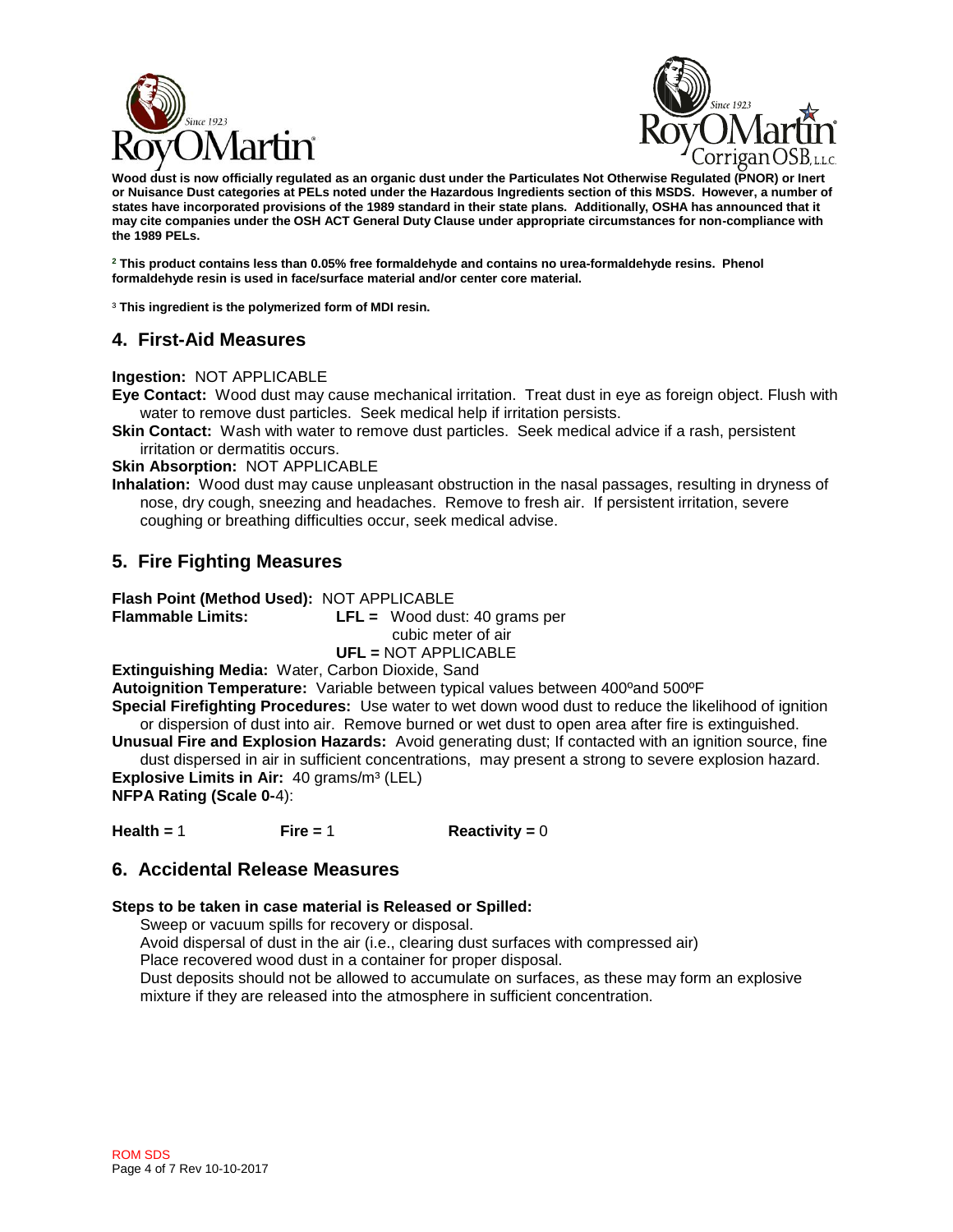**Wood dust is now officially regulated as an organic dust under the Particulates Not Otherwise Regulated (PNOR) or Inert or Nuisance Dust categories at PELs noted under the Hazardous Ingredients section of this MSDS. However, a number of states have incorporated provisions of the 1989 standard in their state plans. Additionally, OSHA has announced that it may cite companies under the OSH ACT General Duty Clause under appropriate circumstances for non-compliance with the 1989 PELs.**

[2] **This product contains less than 0.05% free formaldehyde and contains no urea-formaldehyde resins. Phenol formaldehyde resin is used in face/surface material and/or center core material.**

[3] **This ingredient is the polymerized form of MDI resin.**

## 4. First-Aid Measures

**Ingestion:** NOT APPLICABLE

**Eye Contact:** Wood dust may cause mechanical irritation. Treat dust in eye as foreign object. Flush with water to remove dust particles. Seek medical help if irritation persists.

**Skin Contact:** Wash with water to remove dust particles. Seek medical advice if a rash, persistent irritation or dermatitis occurs.

**Skin Absorption:** NOT APPLICABLE

**Inhalation:** Wood dust may cause unpleasant obstruction in the nasal passages, resulting in dryness of nose, dry cough, sneezing and headaches. Remove to fresh air. If persistent irritation, severe coughing or breathing difficulties occur, seek medical advise.

## 5. Fire Fighting Measures

**Flash Point (Method Used):** NOT APPLICABLE

**Flammable Limits:** **LFL =** Wood dust: 40 grams per cubic meter of air
**UFL =** NOT APPLICABLE

**Extinguishing Media:** Water, Carbon Dioxide, Sand

**Autoignition Temperature:** Variable between typical values between 400ºand 500ºF

**Special Firefighting Procedures:** Use water to wet down wood dust to reduce the likelihood of ignition or dispersion of dust into air. Remove burned or wet dust to open area after fire is extinguished.

**Unusual Fire and Explosion Hazards:** Avoid generating dust; If contacted with an ignition source, fine dust dispersed in air in sufficient concentrations, may present a strong to severe explosion hazard.

**Explosive Limits in Air:** 40 grams/m³ (LEL)

**NFPA Rating (Scale 0-**4):

**Health =** 1 **Fire =** 1 **Reactivity =** 0

## 6. Accidental Release Measures

**Steps to be taken in case material is Released or Spilled:**

Sweep or vacuum spills for recovery or disposal.
Avoid dispersal of dust in the air (i.e., clearing dust surfaces with compressed air)
Place recovered wood dust in a container for proper disposal.
Dust deposits should not be allowed to accumulate on surfaces, as these may form an explosive mixture if they are released into the atmosphere in sufficient concentration.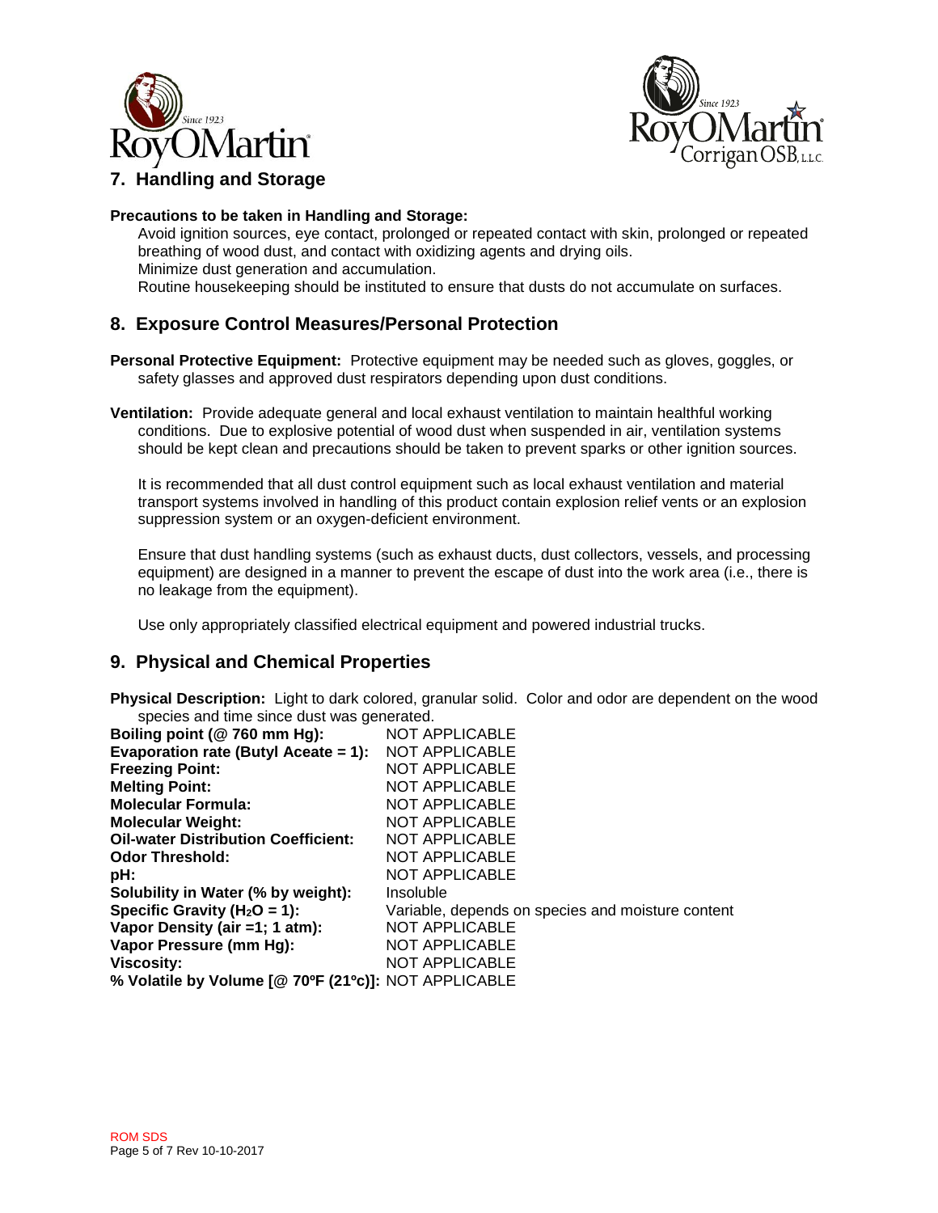## 7. Handling and Storage

**Precautions to be taken in Handling and Storage:**

Avoid ignition sources, eye contact, prolonged or repeated contact with skin, prolonged or repeated breathing of wood dust, and contact with oxidizing agents and drying oils.
Minimize dust generation and accumulation.
Routine housekeeping should be instituted to ensure that dusts do not accumulate on surfaces.

## 8. Exposure Control Measures/Personal Protection

**Personal Protective Equipment:** Protective equipment may be needed such as gloves, goggles, or safety glasses and approved dust respirators depending upon dust conditions.

**Ventilation:** Provide adequate general and local exhaust ventilation to maintain healthful working conditions. Due to explosive potential of wood dust when suspended in air, ventilation systems should be kept clean and precautions should be taken to prevent sparks or other ignition sources.

It is recommended that all dust control equipment such as local exhaust ventilation and material transport systems involved in handling of this product contain explosion relief vents or an explosion suppression system or an oxygen-deficient environment.

Ensure that dust handling systems (such as exhaust ducts, dust collectors, vessels, and processing equipment) are designed in a manner to prevent the escape of dust into the work area (i.e., there is no leakage from the equipment).

Use only appropriately classified electrical equipment and powered industrial trucks.

## 9. Physical and Chemical Properties

**Physical Description:** Light to dark colored, granular solid. Color and odor are dependent on the wood species and time since dust was generated.

| Property | Value |
|---|---|
| **Boiling point (@ 760 mm Hg):** | NOT APPLICABLE |
| **Evaporation rate (Butyl Aceate = 1):** | NOT APPLICABLE |
| **Freezing Point:** | NOT APPLICABLE |
| **Melting Point:** | NOT APPLICABLE |
| **Molecular Formula:** | NOT APPLICABLE |
| **Molecular Weight:** | NOT APPLICABLE |
| **Oil-water Distribution Coefficient:** | NOT APPLICABLE |
| **Odor Threshold:** | NOT APPLICABLE |
| **pH:** | NOT APPLICABLE |
| **Solubility in Water (% by weight):** | Insoluble |
| **Specific Gravity ($H_2O$ = 1):** | Variable, depends on species and moisture content |
| **Vapor Density (air =1; 1 atm):** | NOT APPLICABLE |
| **Vapor Pressure (mm Hg):** | NOT APPLICABLE |
| **Viscosity:** | NOT APPLICABLE |
| **% Volatile by Volume [@ 70ºF (21ºc)]:** | NOT APPLICABLE |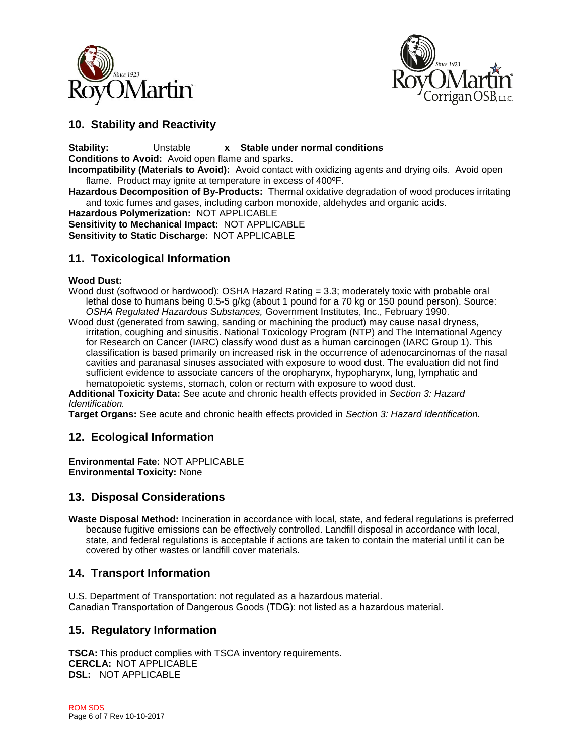## 10. Stability and Reactivity

**Stability:** Unstable **x Stable under normal conditions**

**Conditions to Avoid:** Avoid open flame and sparks.

**Incompatibility (Materials to Avoid):** Avoid contact with oxidizing agents and drying oils. Avoid open flame. Product may ignite at temperature in excess of 400ºF.

**Hazardous Decomposition of By-Products:** Thermal oxidative degradation of wood produces irritating and toxic fumes and gases, including carbon monoxide, aldehydes and organic acids.

**Hazardous Polymerization:** NOT APPLICABLE

**Sensitivity to Mechanical Impact:** NOT APPLICABLE

**Sensitivity to Static Discharge:** NOT APPLICABLE

## 11. Toxicological Information

**Wood Dust:**

Wood dust (softwood or hardwood): OSHA Hazard Rating = 3.3; moderately toxic with probable oral lethal dose to humans being 0.5-5 g/kg (about 1 pound for a 70 kg or 150 pound person). Source: *OSHA Regulated Hazardous Substances,* Government Institutes, Inc., February 1990.

Wood dust (generated from sawing, sanding or machining the product) may cause nasal dryness, irritation, coughing and sinusitis. National Toxicology Program (NTP) and The International Agency for Research on Cancer (IARC) classify wood dust as a human carcinogen (IARC Group 1). This classification is based primarily on increased risk in the occurrence of adenocarcinomas of the nasal cavities and paranasal sinuses associated with exposure to wood dust. The evaluation did not find sufficient evidence to associate cancers of the oropharynx, hypopharynx, lung, lymphatic and hematopoietic systems, stomach, colon or rectum with exposure to wood dust.

**Additional Toxicity Data:** See acute and chronic health effects provided in *Section 3: Hazard Identification.*

**Target Organs:** See acute and chronic health effects provided in *Section 3: Hazard Identification.*

## 12. Ecological Information

**Environmental Fate:** NOT APPLICABLE

**Environmental Toxicity:** None

## 13. Disposal Considerations

**Waste Disposal Method:** Incineration in accordance with local, state, and federal regulations is preferred because fugitive emissions can be effectively controlled. Landfill disposal in accordance with local, state, and federal regulations is acceptable if actions are taken to contain the material until it can be covered by other wastes or landfill cover materials.

## 14. Transport Information

U.S. Department of Transportation: not regulated as a hazardous material.

Canadian Transportation of Dangerous Goods (TDG): not listed as a hazardous material.

## 15. Regulatory Information

**TSCA:** This product complies with TSCA inventory requirements.

**CERCLA:** NOT APPLICABLE

**DSL:** NOT APPLICABLE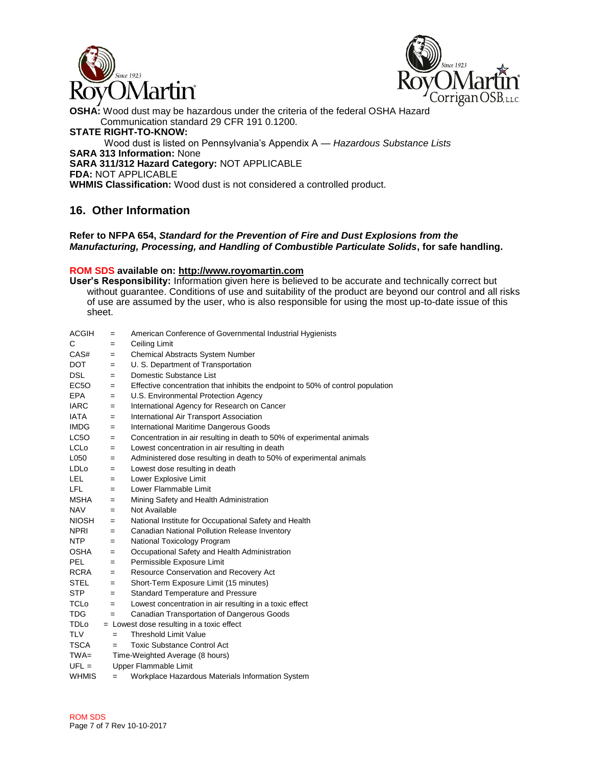**OSHA:** Wood dust may be hazardous under the criteria of the federal OSHA Hazard Communication standard 29 CFR 191 0.1200.

**STATE RIGHT-TO-KNOW:**

Wood dust is listed on Pennsylvania's Appendix A — *Hazardous Substance Lists*

**SARA 313 Information:** None

**SARA 311/312 Hazard Category:** NOT APPLICABLE

**FDA:** NOT APPLICABLE

**WHMIS Classification:** Wood dust is not considered a controlled product.

## 16. Other Information

**Refer to NFPA 654, *Standard for the Prevention of Fire and Dust Explosions from the Manufacturing, Processing, and Handling of Combustible Particulate Solids*, for safe handling.**

**ROM SDS available on: http://www.royomartin.com**

**User's Responsibility:** Information given here is believed to be accurate and technically correct but without guarantee. Conditions of use and suitability of the product are beyond our control and all risks of use are assumed by the user, who is also responsible for using the most up-to-date issue of this sheet.

| | | |
|---|---|---|
| ACGIH | = | American Conference of Governmental Industrial Hygienists |
| C | = | Ceiling Limit |
| CAS# | = | Chemical Abstracts System Number |
| DOT | = | U. S. Department of Transportation |
| DSL | = | Domestic Substance List |
| EC5O | = | Effective concentration that inhibits the endpoint to 50% of control population |
| EPA | = | U.S. Environmental Protection Agency |
| IARC | = | International Agency for Research on Cancer |
| IATA | = | International Air Transport Association |
| IMDG | = | International Maritime Dangerous Goods |
| LC5O | = | Concentration in air resulting in death to 50% of experimental animals |
| LCLo | = | Lowest concentration in air resulting in death |
| L050 | = | Administered dose resulting in death to 50% of experimental animals |
| LDLo | = | Lowest dose resulting in death |
| LEL | = | Lower Explosive Limit |
| LFL | = | Lower Flammable Limit |
| MSHA | = | Mining Safety and Health Administration |
| NAV | = | Not Available |
| NIOSH | = | National Institute for Occupational Safety and Health |
| NPRI | = | Canadian National Pollution Release Inventory |
| NTP | = | National Toxicology Program |
| OSHA | = | Occupational Safety and Health Administration |
| PEL | = | Permissible Exposure Limit |
| RCRA | = | Resource Conservation and Recovery Act |
| STEL | = | Short-Term Exposure Limit (15 minutes) |
| STP | = | Standard Temperature and Pressure |
| TCLo | = | Lowest concentration in air resulting in a toxic effect |
| TDG | = | Canadian Transportation of Dangerous Goods |
| TDLo | = | Lowest dose resulting in a toxic effect |
| TLV | = | Threshold Limit Value |
| TSCA | = | Toxic Substance Control Act |
| TWA | = | Time-Weighted Average (8 hours) |
| UFL | = | Upper Flammable Limit |
| WHMIS | = | Workplace Hazardous Materials Information System |